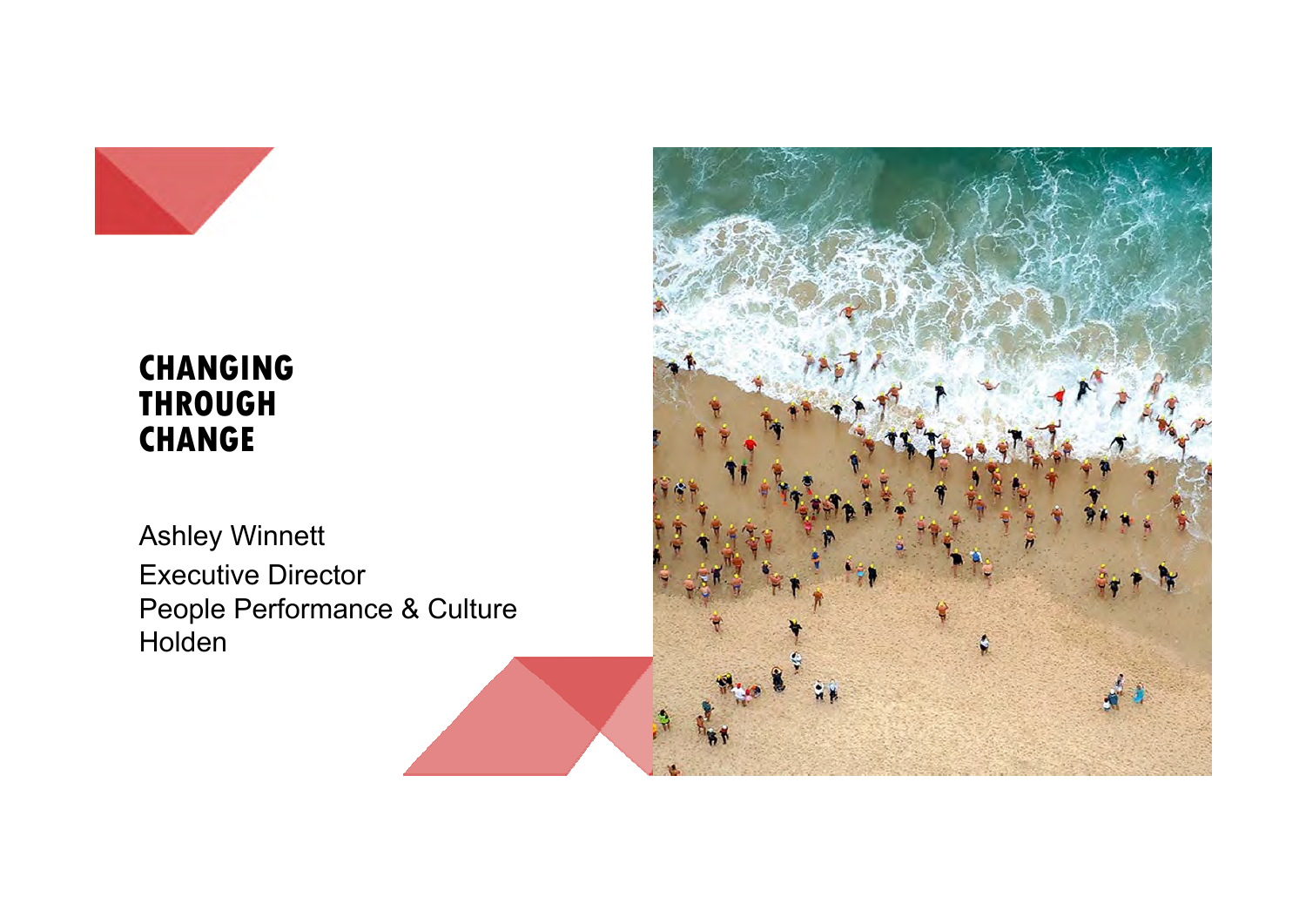# CHANGING THROUGH CHANGE

Ashley Winnett
Executive Director
People Performance & Culture
Holden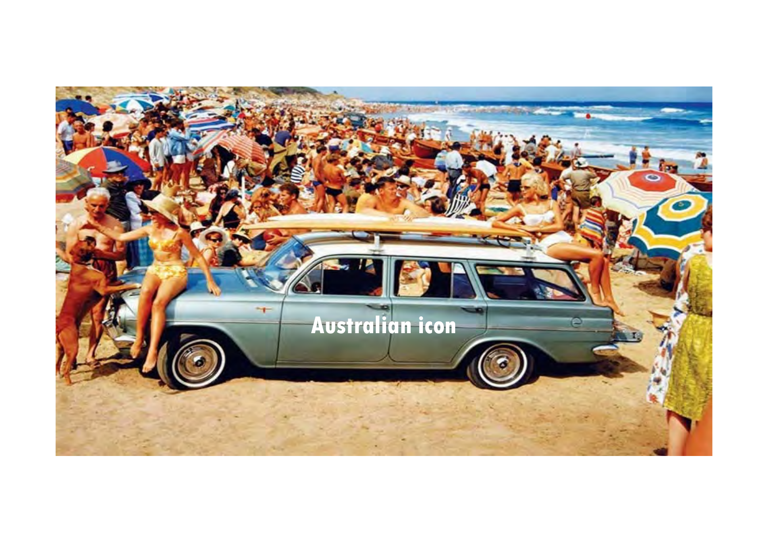Australian icon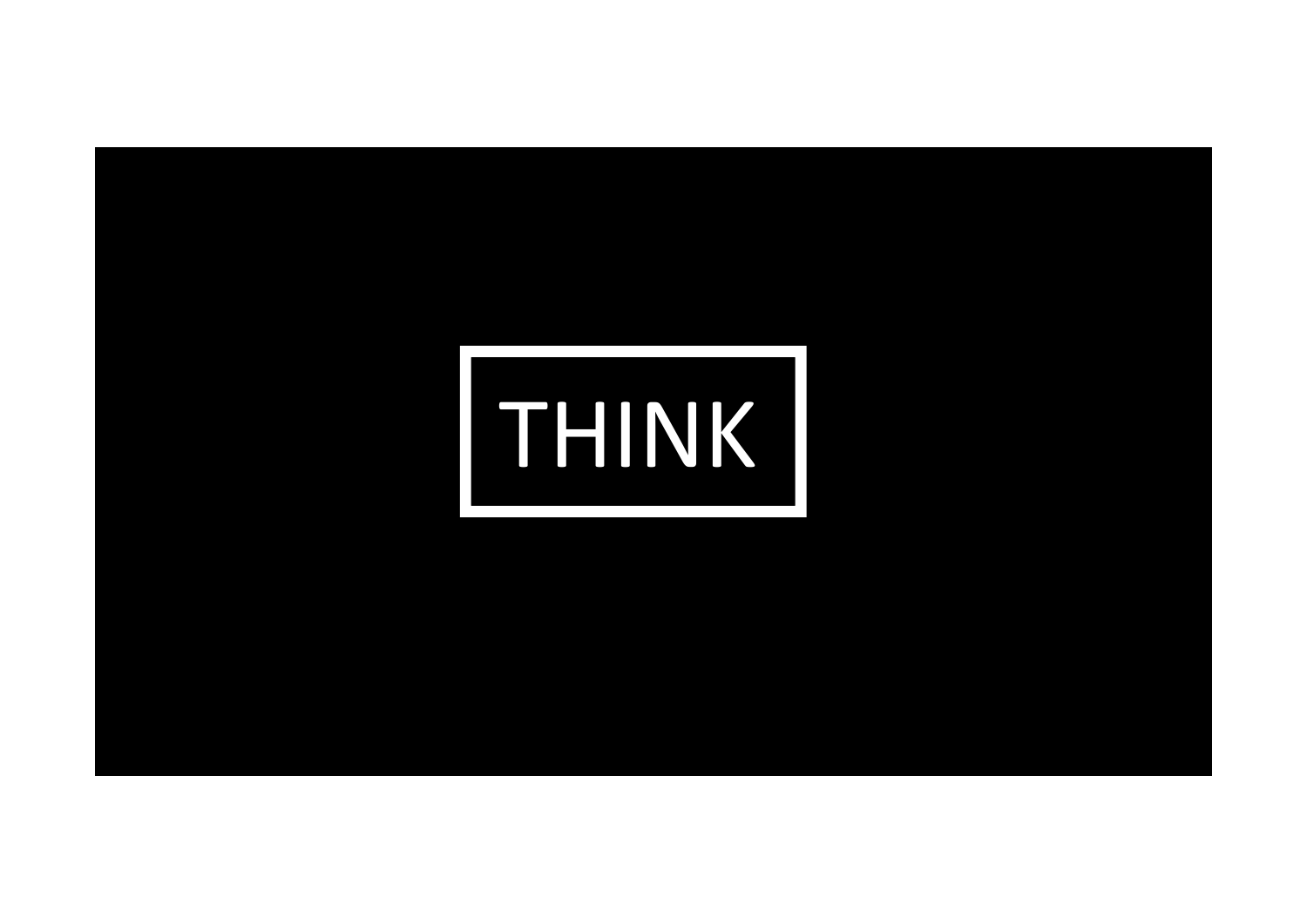THINK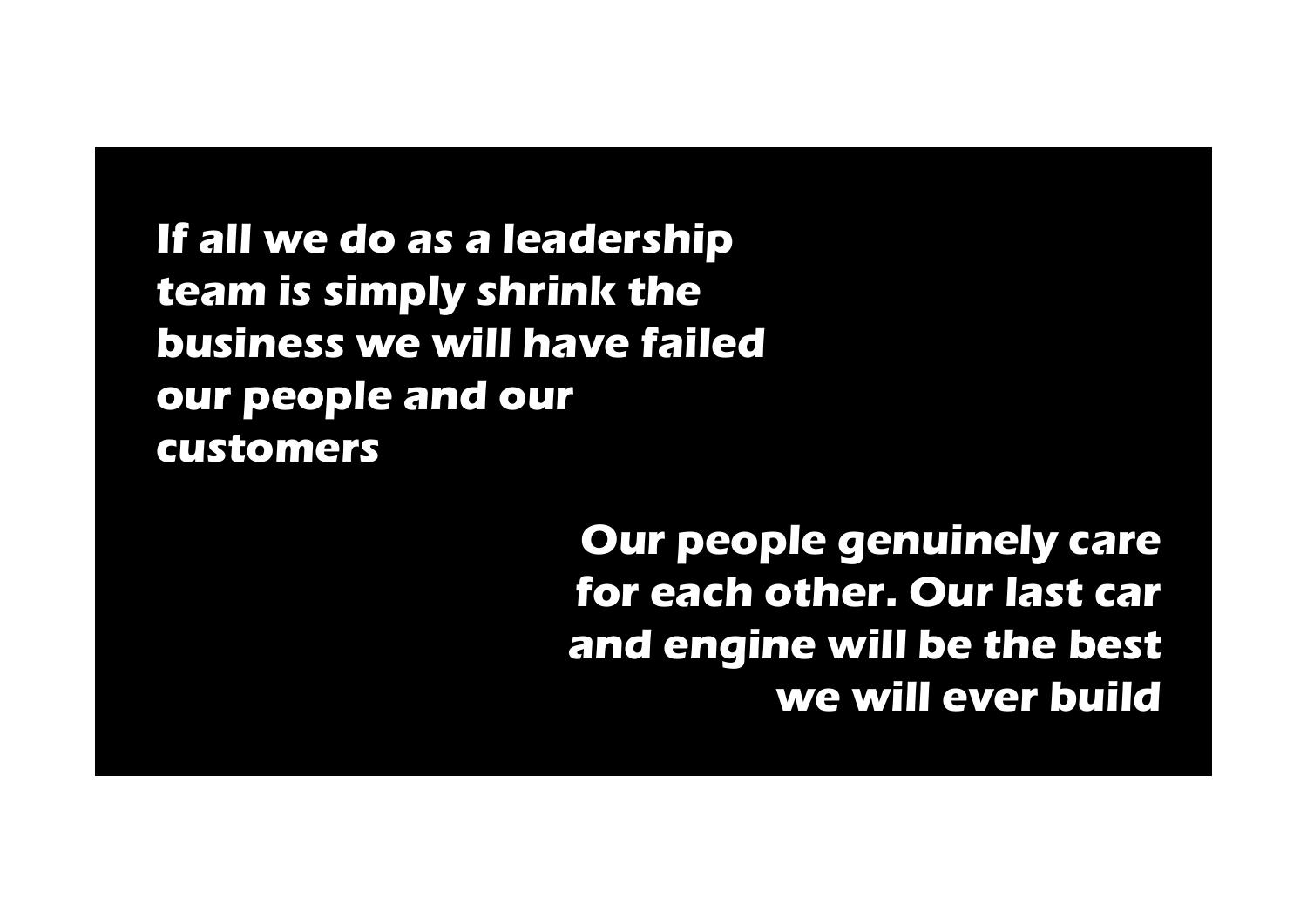**If all we do as a leadership team is simply shrink the business we will have failed our people and our customers**

**Our people genuinely care for each other. Our last car and engine will be the best we will ever build**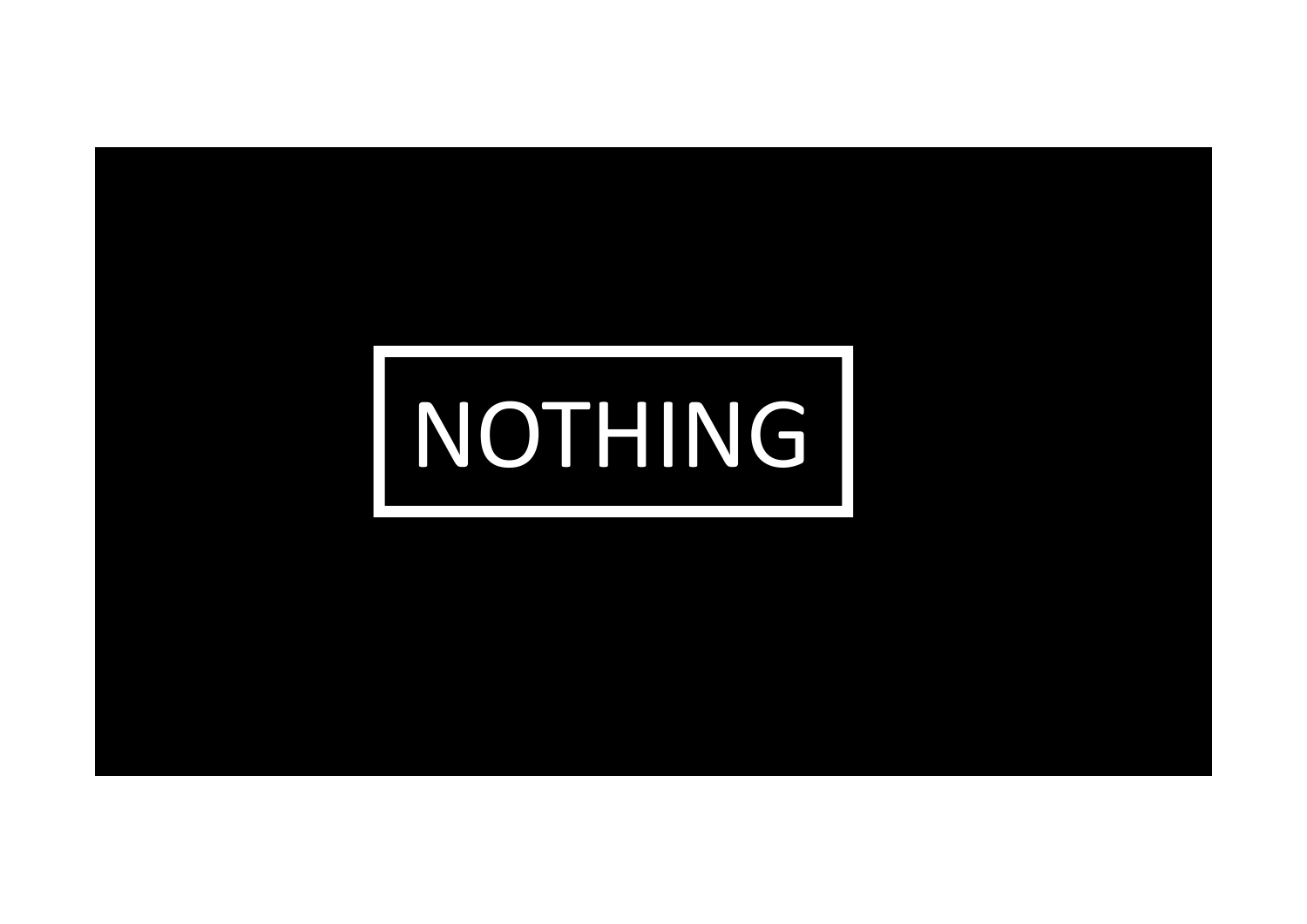NOTHING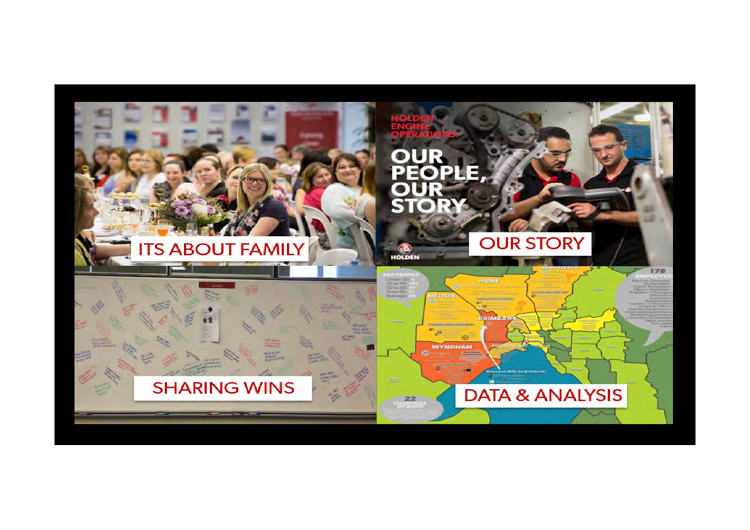ITS ABOUT FAMILY

OUR STORY

SHARING WINS

DATA & ANALYSIS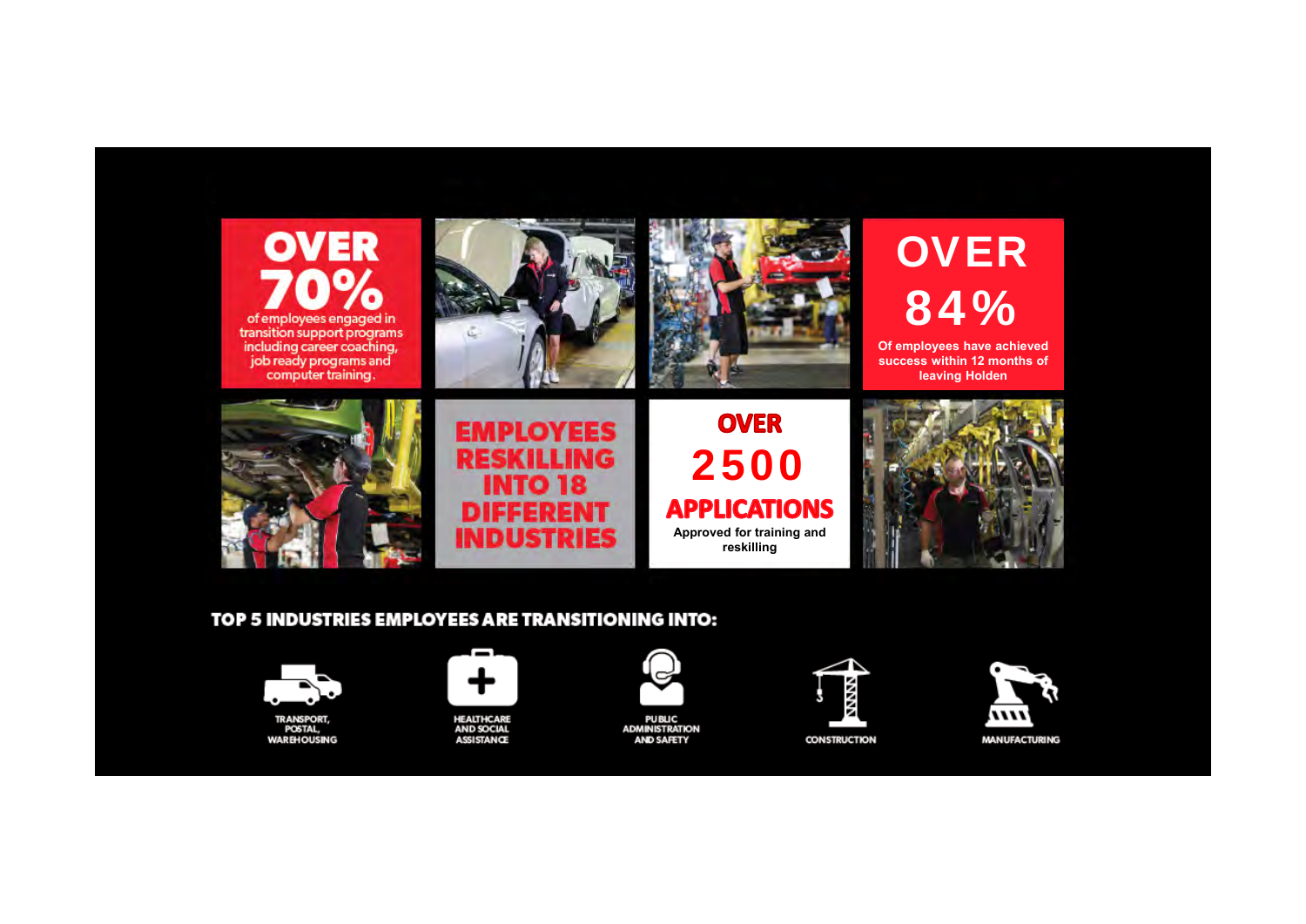**OVER 70%**

of employees engaged in transition support programs including career coaching, job ready programs and computer training.

**OVER 84%**

Of employees have achieved success within 12 months of leaving Holden

**EMPLOYEES RESKILLING INTO 18 DIFFERENT INDUSTRIES**

**OVER 2500 APPLICATIONS**

Approved for training and reskilling

## TOP 5 INDUSTRIES EMPLOYEES ARE TRANSITIONING INTO:

- TRANSPORT, POSTAL, WAREHOUSING
- HEALTHCARE AND SOCIAL ASSISTANCE
- PUBLIC ADMINISTRATION AND SAFETY
- CONSTRUCTION
- MANUFACTURING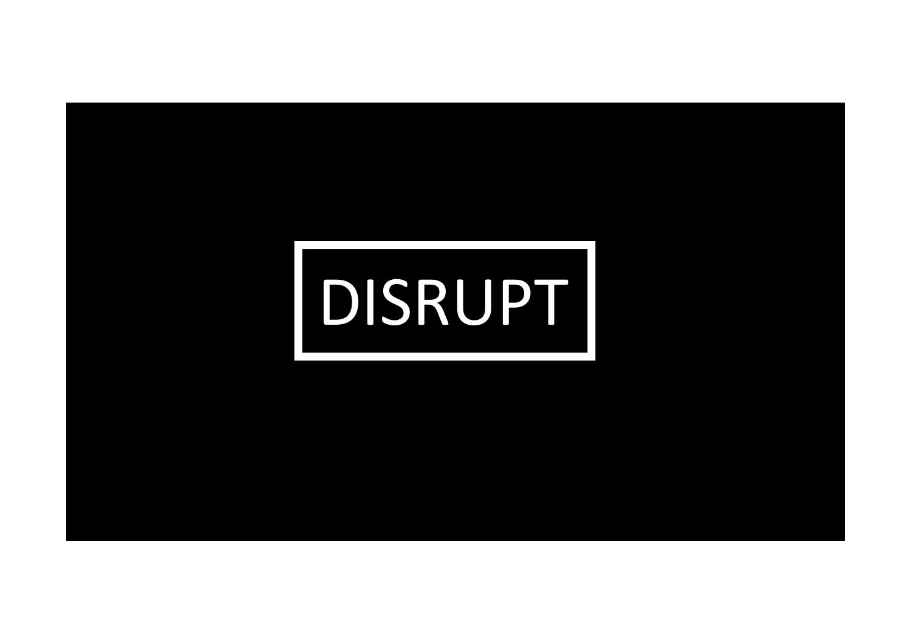DISRUPT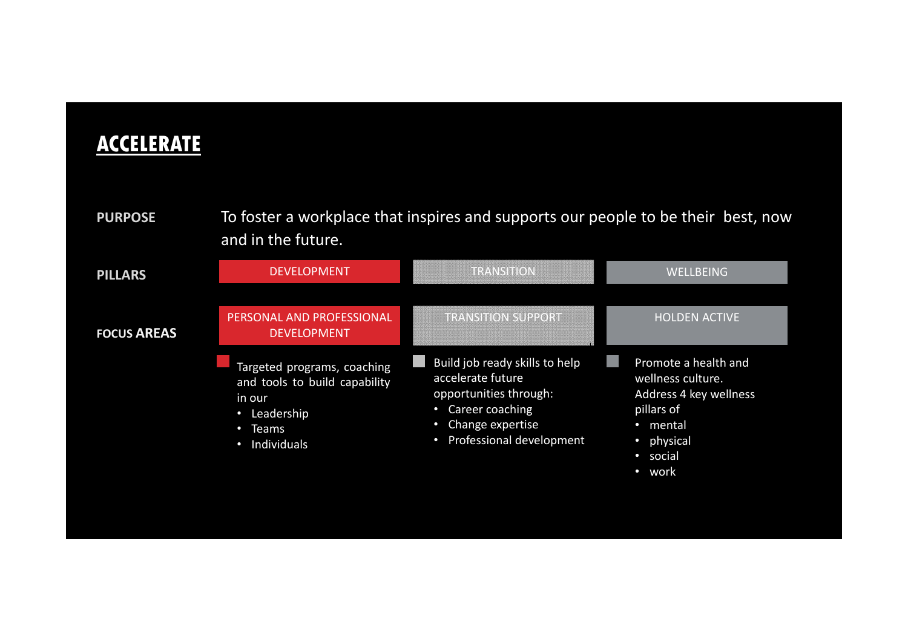# ACCELERATE

**PURPOSE**

To foster a workplace that inspires and supports our people to be their best, now and in the future.

| | | | |
|---|---|---|---|
| **PILLARS** | DEVELOPMENT | TRANSITION | WELLBEING |
| **FOCUS AREAS** | PERSONAL AND PROFESSIONAL DEVELOPMENT | TRANSITION SUPPORT | HOLDEN ACTIVE |
| | Targeted programs, coaching and tools to build capability in our<br>• Leadership<br>• Teams<br>• Individuals | Build job ready skills to help accelerate future opportunities through:<br>• Career coaching<br>• Change expertise<br>• Professional development | Promote a health and wellness culture.<br>Address 4 key wellness pillars of<br>• mental<br>• physical<br>• social<br>• work |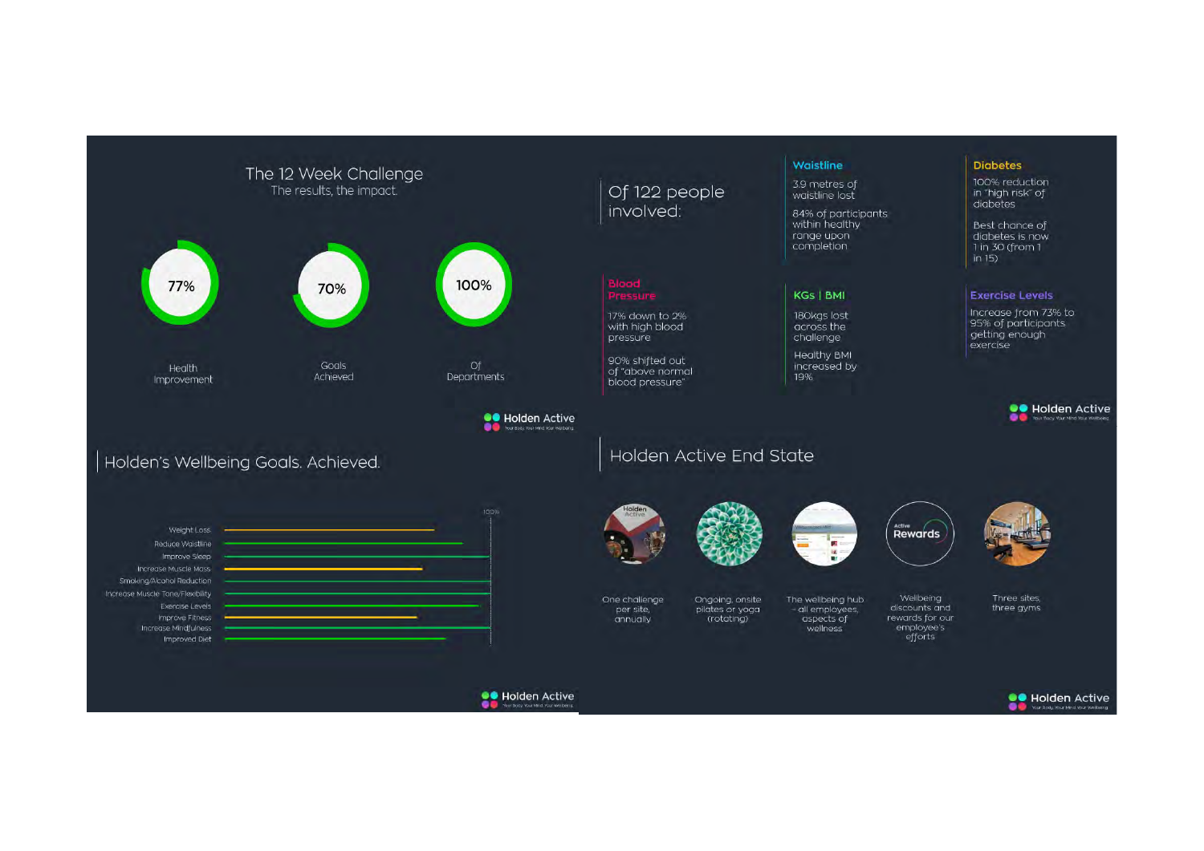## The 12 Week Challenge

The results, the impact.

- 77% — Health Improvement
- 70% — Goals Achieved
- 100% — Of Departments

Holden Active

## Of 122 people involved:

**Waistline**

3.9 metres of waistline lost

84% of participants within healthy range upon completion

**Diabetes**

100% reduction in "high risk" of diabetes

Best chance of diabetes is now 1 in 30 (from 1 in 15)

**Blood Pressure**

17% down to 2% with high blood pressure

90% shifted out of "above normal blood pressure"

**KGs | BMI**

180kgs lost across the challenge

Healthy BMI increased by 19%

**Exercise Levels**

Increase from 73% to 95% of participants getting enough exercise

Holden Active

## Holden's Wellbeing Goals. Achieved.

100%

- Weight Loss
- Reduce Waistline
- Improve Sleep
- Increase Muscle Mass
- Smoking/Alcohol Reduction
- Increase Muscle Tone/Flexibility
- Exercise Levels
- Improve Fitness
- Increase Mindfulness
- Improved Diet

Holden Active

## Holden Active End State

- One challenge per site, annually
- Ongoing, onsite pilates or yoga (rotating)
- The wellbeing hub – all employees, aspects of wellness
- Wellbeing discounts and rewards for our employee's efforts
- Three sites, three gyms

Holden Active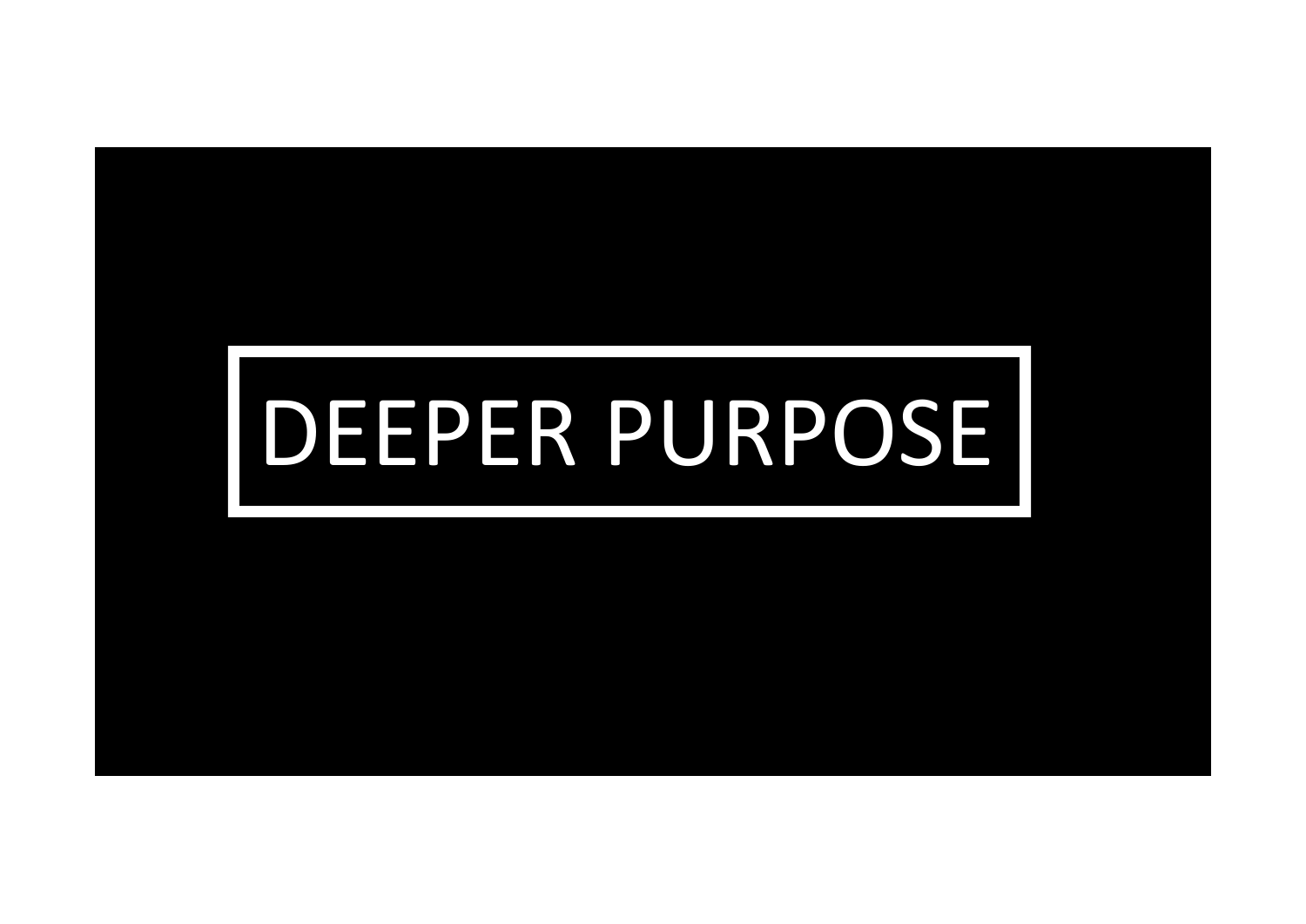# DEEPER PURPOSE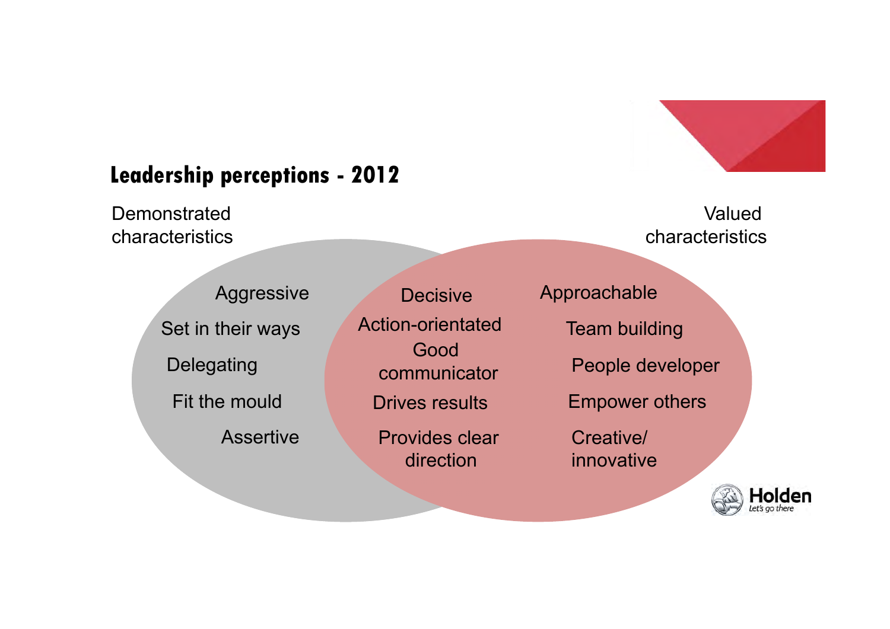## Leadership perceptions - 2012

Demonstrated characteristics

Valued characteristics

**Demonstrated only:**
- Aggressive
- Set in their ways
- Delegating
- Fit the mould
- Assertive

**Both (overlap):**
- Decisive
- Action-orientated
- Good communicator
- Drives results
- Provides clear direction

**Valued only:**
- Approachable
- Team building
- People developer
- Empower others
- Creative/ innovative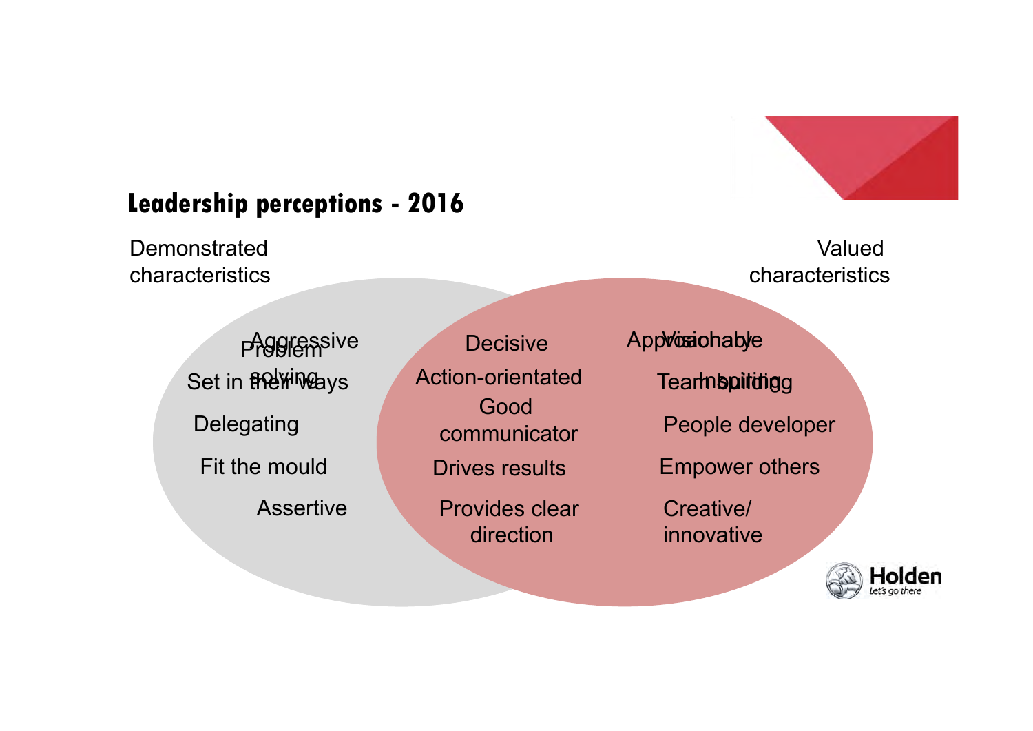## Leadership perceptions - 2016

**Demonstrated characteristics**

- Aggressive
- Problem solving
- Set in their ways
- Delegating
- Fit the mould
- Assertive

**Demonstrated and valued characteristics (overlap)**

- Decisive
- Action-orientated
- Good communicator
- Drives results
- Provides clear direction

**Valued characteristics**

- Approachable
- Visionary
- Team building
- Inspiring
- People developer
- Empower others
- Creative/ innovative

Holden
Let's go there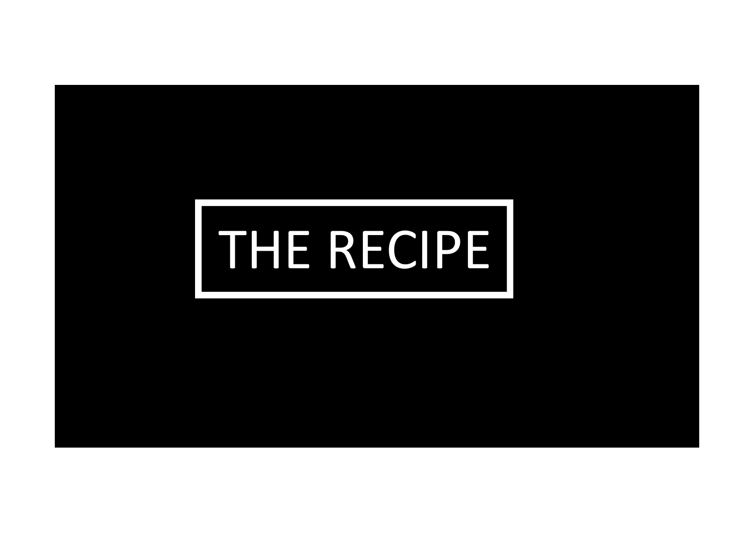# THE RECIPE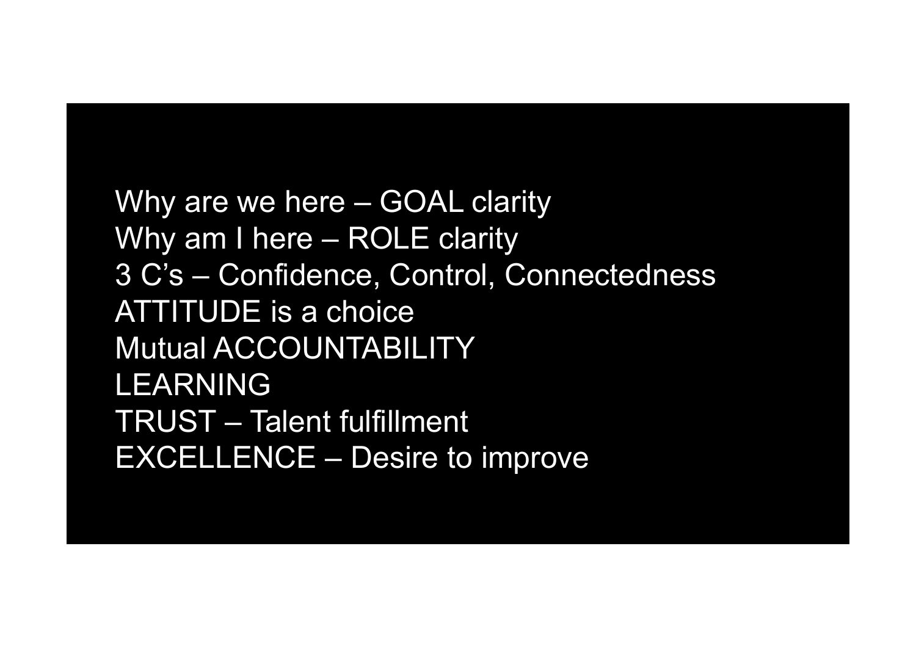Why are we here – GOAL clarity
Why am I here – ROLE clarity
3 C's – Confidence, Control, Connectedness
ATTITUDE is a choice
Mutual ACCOUNTABILITY
LEARNING
TRUST – Talent fulfillment
EXCELLENCE – Desire to improve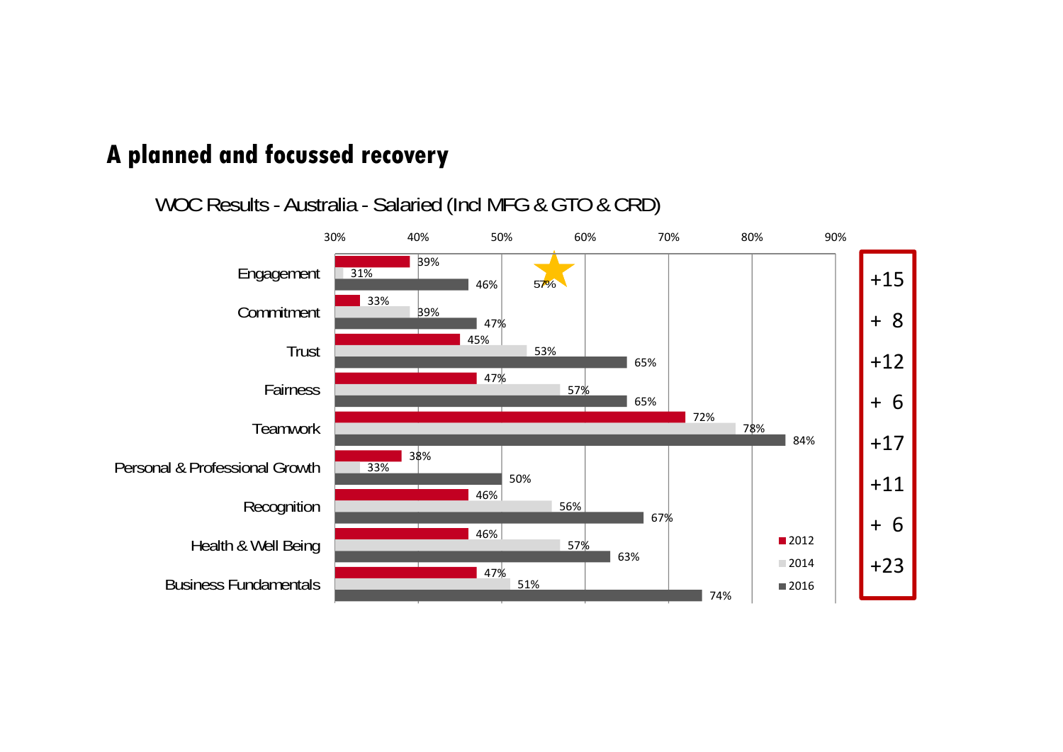# A planned and focussed recovery

WOC Results - Australia - Salaried (Incl MFG & GTO & CRD)

| | 2012 | 2014 | 2016 | Change |
|---|---|---|---|---|
| Engagement | 39% | 31% | 46% | +15 |
| Commitment | 33% | 39% | 47% | + 8 |
| Trust | 45% | 53% | 65% | +12 |
| Fairness | 47% | 57% | 65% | + 6 |
| Teamwork | 72% | 78% | 84% | +17 |
| Personal & Professional Growth | 38% | 33% | 50% | +11 |
| Recognition | 46% | 56% | 67% | + 6 |
| Health & Well Being | 46% | 57% | 63% | +23 |
| Business Fundamentals | 47% | 51% | 74% | |

★ 57% (Engagement)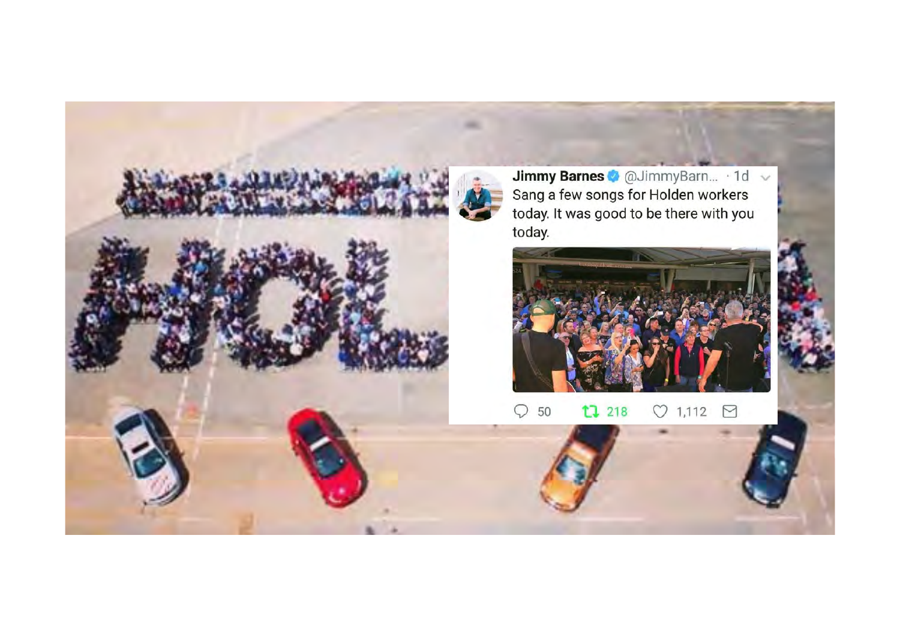**Jimmy Barnes** @JimmyBarn... · 1d

Sang a few songs for Holden workers today. It was good to be there with you today.

50 · 218 · 1,112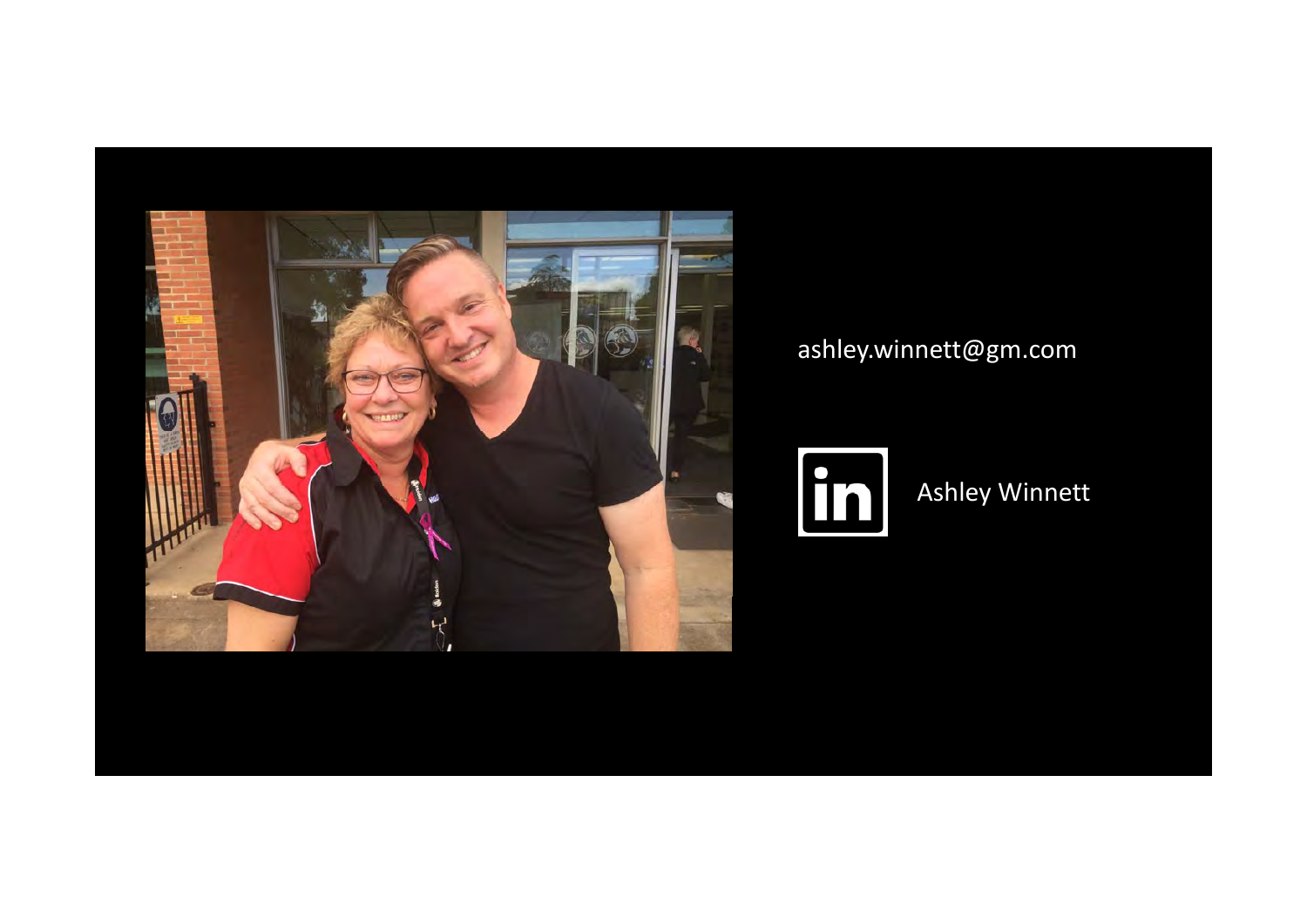ashley.winnett@gm.com

Ashley Winnett